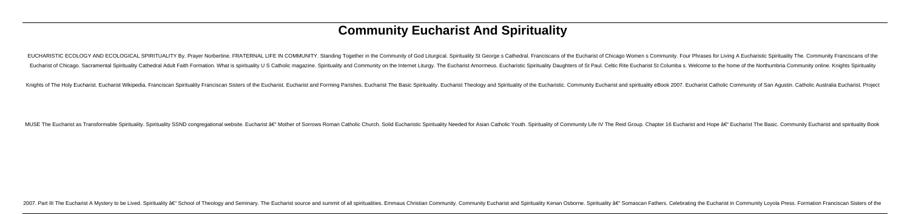# Community Eucharist And Spirituality

EUCHARISTIC ECOLOGY AND ECOLOGICAL SPIRITUALITY By. Prayer Norbertine. FRATERNAL LIFE IN COMMUNITY. Standing Together in the Community of God Liturgical. Spirituality St George s Cathedral. Franciscans of the Eucharist of Chicago Women s Community. Four Phrases for Living A Eucharistic Spirituality The. Community Franciscans of the Eucharist of Chicago. Sacramental Spirituality Cathedral Adult Faith Formation. What is spirituality U S Catholic magazine. Spirituality and Community on the Internet Liturgy. The Eucharist Amormeus. Eucharistic Spirituality Daughters of St Paul. Celtic Rite Eucharist St Columba s. Welcome to the home of the Northumbria Community online. Knights Spirituality Knights of The Holy Eucharist. Eucharist Wikipedia. Franciscan Spirituality Franciscan Sisters of the Eucharist. Eucharist and Forming Parishes. Eucharist The Basic Spirituality. Eucharist Theology and Spirituality of the Eucharistic. Community Eucharist and spirituality eBook 2007. Eucharist Catholic Community of San Agustin. Catholic Australia Eucharist. Project MUSE The Eucharist as Transformable Spirituality. Spirituality SSND congregational website. Eucharist â€" Mother of Sorrows Roman Catholic Church. Solid Eucharistic Spirituality Needed for Asian Catholic Youth. Spirituality of Community Life IV The Reid Group. Chapter 16 Eucharist and Hope â€" Eucharist The Basic. Community Eucharist and spirituality Book 2007. Part III The Eucharist A Mystery to be Lived. Spirituality â€" School of Theology and Seminary. The Eucharist source and summit of all spiritualities. Emmaus Christian Community. Community Eucharist and Spirituality Kenan Osborne. Spirituality â€" Somascan Fathers. Celebrating the Eucharist in Community Loyola Press. Formation Franciscan Sisters of the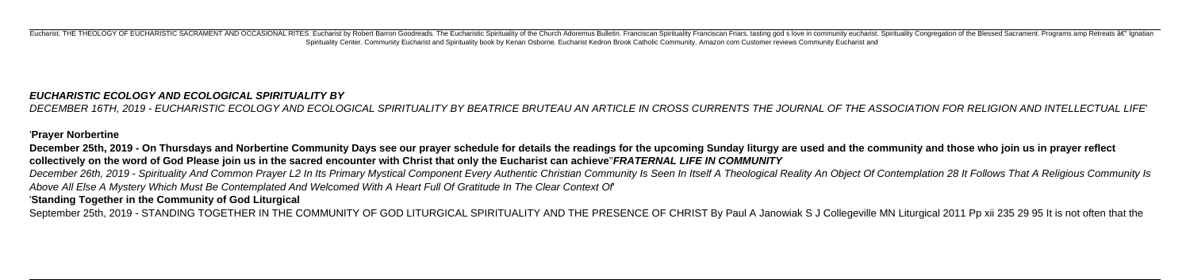Eucharist. THE THEOLOGY OF EUCHARISTIC SACRAMENT AND OCCASIONAL RITES. Eucharist by Robert Barron Goodreads. The Eucharistic Spirituality of the Church Adoremus Bulletin. Franciscan Spirituality Franciscan Friars. tasting god s love in community eucharist. Spirituality Congregation of the Blessed Sacrament. Programs amp Retreats â€" Ignatian Spirituality Center. Community Eucharist and Spirituality book by Kenan Osborne. Eucharist Kedron Brook Catholic Community. Amazon com Customer reviews Community Eucharist and

***EUCHARISTIC ECOLOGY AND ECOLOGICAL SPIRITUALITY BY***

*DECEMBER 16TH, 2019 - EUCHARISTIC ECOLOGY AND ECOLOGICAL SPIRITUALITY BY BEATRICE BRUTEAU AN ARTICLE IN CROSS CURRENTS THE JOURNAL OF THE ASSOCIATION FOR RELIGION AND INTELLECTUAL LIFE*'

'**Prayer Norbertine**

**December 25th, 2019 - On Thursdays and Norbertine Community Days see our prayer schedule for details the readings for the upcoming Sunday liturgy are used and the community and those who join us in prayer reflect collectively on the word of God Please join us in the sacred encounter with Christ that only the Eucharist can achieve**''***FRATERNAL LIFE IN COMMUNITY***

*December 26th, 2019 - Spirituality And Common Prayer L2 In Its Primary Mystical Component Every Authentic Christian Community Is Seen In Itself A Theological Reality An Object Of Contemplation 28 It Follows That A Religious Community Is Above All Else A Mystery Which Must Be Contemplated And Welcomed With A Heart Full Of Gratitude In The Clear Context Of*'

'**Standing Together in the Community of God Liturgical**

September 25th, 2019 - STANDING TOGETHER IN THE COMMUNITY OF GOD LITURGICAL SPIRITUALITY AND THE PRESENCE OF CHRIST By Paul A Janowiak S J Collegeville MN Liturgical 2011 Pp xii 235 29 95 It is not often that the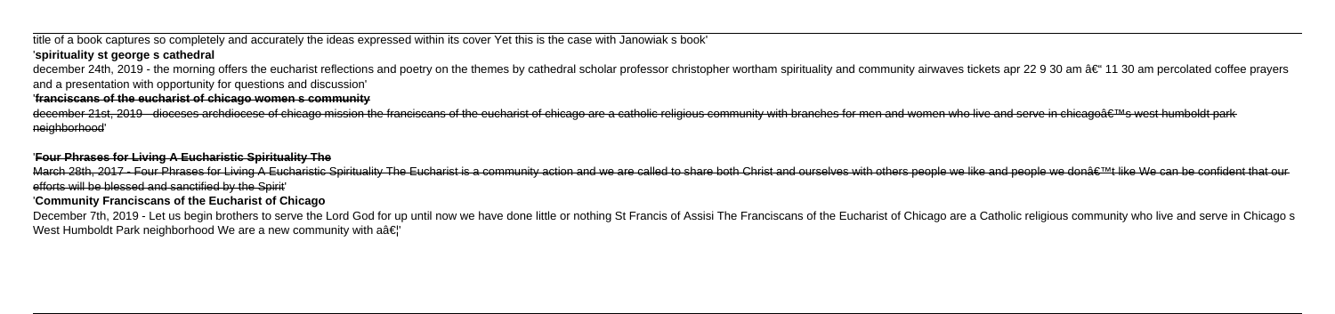title of a book captures so completely and accurately the ideas expressed within its cover Yet this is the case with Janowiak s book'

'**spirituality st george s cathedral**

december 24th, 2019 - the morning offers the eucharist reflections and poetry on the themes by cathedral scholar professor christopher wortham spirituality and community airwaves tickets apr 22 9 30 am â€" 11 30 am percolated coffee prayers and a presentation with opportunity for questions and discussion'

'**franciscans of the eucharist of chicago women s community**

december 21st, 2019 - dioceses archdiocese of chicago mission the franciscans of the eucharist of chicago are a catholic religious community with branches for men and women who live and serve in chicagoâ€™s west humboldt park neighborhood'

'**Four Phrases for Living A Eucharistic Spirituality The**

March 28th, 2017 - Four Phrases for Living A Eucharistic Spirituality The Eucharist is a community action and we are called to share both Christ and ourselves with others people we like and people we donâ€™t like We can be confident that our efforts will be blessed and sanctified by the Spirit'

'**Community Franciscans of the Eucharist of Chicago**

December 7th, 2019 - Let us begin brothers to serve the Lord God for up until now we have done little or nothing St Francis of Assisi The Franciscans of the Eucharist of Chicago are a Catholic religious community who live and serve in Chicago s West Humboldt Park neighborhood We are a new community with aâ€¦'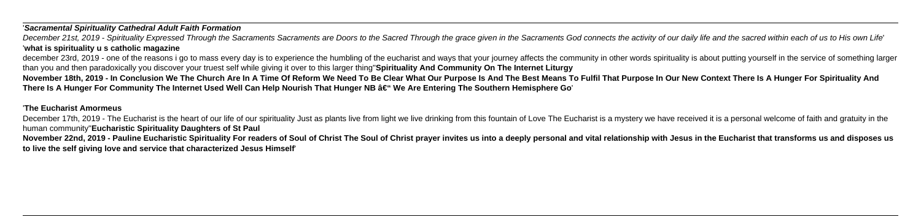'***Sacramental Spirituality Cathedral Adult Faith Formation***

*December 21st, 2019 - Spirituality Expressed Through the Sacraments Sacraments are Doors to the Sacred Through the grace given in the Sacraments God connects the activity of our daily life and the sacred within each of us to His own Life*'
'**what is spirituality u s catholic magazine**

december 23rd, 2019 - one of the reasons i go to mass every day is to experience the humbling of the eucharist and ways that your journey affects the community in other words spirituality is about putting yourself in the service of something larger than you and then paradoxically you discover your truest self while giving it over to this larger thing''**Spirituality And Community On The Internet Liturgy**

**November 18th, 2019 - In Conclusion We The Church Are In A Time Of Reform We Need To Be Clear What Our Purpose Is And The Best Means To Fulfil That Purpose In Our New Context There Is A Hunger For Spirituality And There Is A Hunger For Community The Internet Used Well Can Help Nourish That Hunger NB â€" We Are Entering The Southern Hemisphere Go**'

'**The Eucharist Amormeus**

December 17th, 2019 - The Eucharist is the heart of our life of our spirituality Just as plants live from light we live drinking from this fountain of Love The Eucharist is a mystery we have received it is a personal welcome of faith and gratuity in the human community''**Eucharistic Spirituality Daughters of St Paul**

**November 22nd, 2019 - Pauline Eucharistic Spirituality For readers of Soul of Christ The Soul of Christ prayer invites us into a deeply personal and vital relationship with Jesus in the Eucharist that transforms us and disposes us to live the self giving love and service that characterized Jesus Himself**'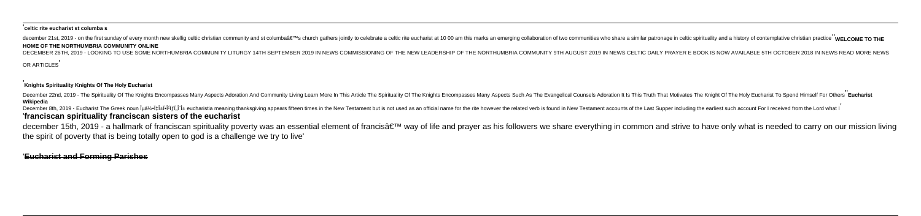'**celtic rite eucharist st columba s**

december 21st, 2019 - on the first sunday of every month new skellig celtic christian community and st columbaâ€™s church gathers jointly to celebrate a celtic rite eucharist at 10 00 am this marks an emerging collaboration of two communities who share a similar patronage in celtic spirituality and a history of contemplative christian practice''**WELCOME TO THE HOME OF THE NORTHUMBRIA COMMUNITY ONLINE**

DECEMBER 26TH, 2019 - LOOKING TO USE SOME NORTHUMBRIA COMMUNITY LITURGY 14TH SEPTEMBER 2019 IN NEWS COMMISSIONING OF THE NEW LEADERSHIP OF THE NORTHUMBRIA COMMUNITY 9TH AUGUST 2019 IN NEWS CELTIC DAILY PRAYER E BOOK IS NOW AVAILABLE 5TH OCTOBER 2018 IN NEWS READ MORE NEWS OR ARTICLES'

'**Knights Spirituality Knights Of The Holy Eucharist**

December 22nd, 2019 - The Spirituality Of The Knights Encompasses Many Aspects Adoration And Community Living Learn More In This Article The Spirituality Of The Knights Encompasses Many Aspects Such As The Evangelical Counsels Adoration It Is This Truth That Motivates The Knight Of The Holy Eucharist To Spend Himself For Others''**Eucharist Wikipedia**

December 8th, 2019 - Eucharist The Greek noun Îµá½•Ï‡Î±ÏÎ¹ÏƒÏ„Î¯Î± eucharistia meaning thanksgiving appears fifteen times in the New Testament but is not used as an official name for the rite however the related verb is found in New Testament accounts of the Last Supper including the earliest such account For I received from the Lord what I'

'**franciscan spirituality franciscan sisters of the eucharist**

december 15th, 2019 - a hallmark of franciscan spirituality poverty was an essential element of francisâ€™ way of life and prayer as his followers we share everything in common and strive to have only what is needed to carry on our mission living the spirit of poverty that is being totally open to god is a challenge we try to live'

'**Eucharist and Forming Parishes**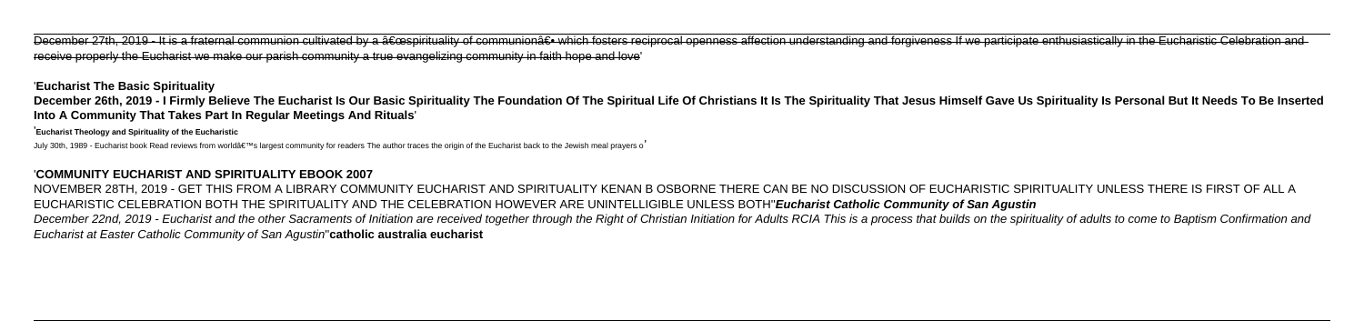December 27th, 2019 - It is a fraternal communion cultivated by a â€œspirituality of communionâ€• which fosters reciprocal openness affection understanding and forgiveness If we participate enthusiastically in the Eucharistic Celebration and receive properly the Eucharist we make our parish community a true evangelizing community in faith hope and love'

'**Eucharist The Basic Spirituality**

**December 26th, 2019 - I Firmly Believe The Eucharist Is Our Basic Spirituality The Foundation Of The Spiritual Life Of Christians It Is The Spirituality That Jesus Himself Gave Us Spirituality Is Personal But It Needs To Be Inserted Into A Community That Takes Part In Regular Meetings And Rituals**'

'**Eucharist Theology and Spirituality of the Eucharistic**

July 30th, 1989 - Eucharist book Read reviews from worldâ€™s largest community for readers The author traces the origin of the Eucharist back to the Jewish meal prayers o'

'**COMMUNITY EUCHARIST AND SPIRITUALITY EBOOK 2007**

NOVEMBER 28TH, 2019 - GET THIS FROM A LIBRARY COMMUNITY EUCHARIST AND SPIRITUALITY KENAN B OSBORNE THERE CAN BE NO DISCUSSION OF EUCHARISTIC SPIRITUALITY UNLESS THERE IS FIRST OF ALL A EUCHARISTIC CELEBRATION BOTH THE SPIRITUALITY AND THE CELEBRATION HOWEVER ARE UNINTELLIGIBLE UNLESS BOTH''***Eucharist Catholic Community of San Agustin***

*December 22nd, 2019 - Eucharist and the other Sacraments of Initiation are received together through the Right of Christian Initiation for Adults RCIA This is a process that builds on the spirituality of adults to come to Baptism Confirmation and Eucharist at Easter Catholic Community of San Agustin*''**catholic australia eucharist**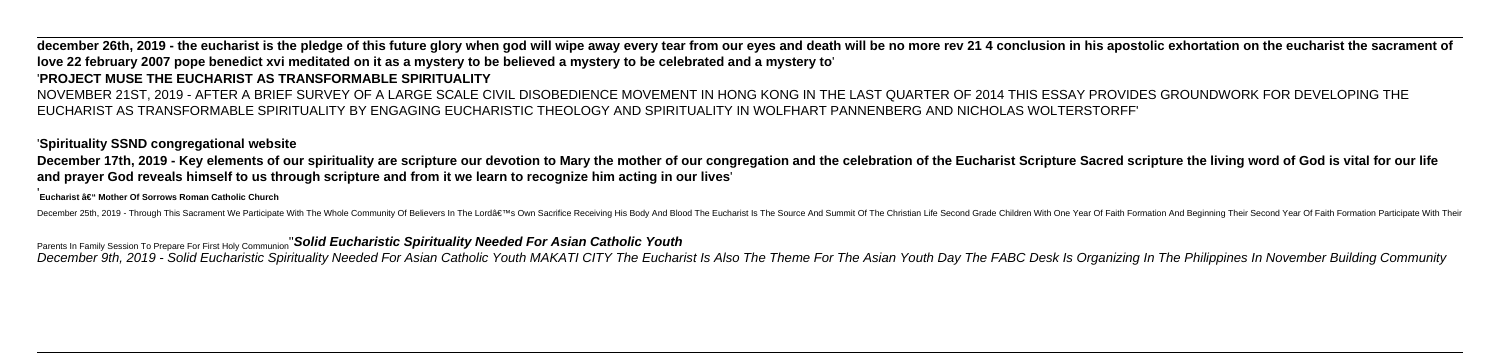**december 26th, 2019 - the eucharist is the pledge of this future glory when god will wipe away every tear from our eyes and death will be no more rev 21 4 conclusion in his apostolic exhortation on the eucharist the sacrament of love 22 february 2007 pope benedict xvi meditated on it as a mystery to be believed a mystery to be celebrated and a mystery to**'

'**PROJECT MUSE THE EUCHARIST AS TRANSFORMABLE SPIRITUALITY**

NOVEMBER 21ST, 2019 - AFTER A BRIEF SURVEY OF A LARGE SCALE CIVIL DISOBEDIENCE MOVEMENT IN HONG KONG IN THE LAST QUARTER OF 2014 THIS ESSAY PROVIDES GROUNDWORK FOR DEVELOPING THE EUCHARIST AS TRANSFORMABLE SPIRITUALITY BY ENGAGING EUCHARISTIC THEOLOGY AND SPIRITUALITY IN WOLFHART PANNENBERG AND NICHOLAS WOLTERSTORFF'

'**Spirituality SSND congregational website**

**December 17th, 2019 - Key elements of our spirituality are scripture our devotion to Mary the mother of our congregation and the celebration of the Eucharist Scripture Sacred scripture the living word of God is vital for our life and prayer God reveals himself to us through scripture and from it we learn to recognize him acting in our lives**'

'**Eucharist â€" Mother Of Sorrows Roman Catholic Church**

December 25th, 2019 - Through This Sacrament We Participate With The Whole Community Of Believers In The Lordâ€™s Own Sacrifice Receiving His Body And Blood The Eucharist Is The Source And Summit Of The Christian Life Second Grade Children With One Year Of Faith Formation And Beginning Their Second Year Of Faith Formation Participate With Their Parents In Family Session To Prepare For First Holy Communion''***Solid Eucharistic Spirituality Needed For Asian Catholic Youth***

*December 9th, 2019 - Solid Eucharistic Spirituality Needed For Asian Catholic Youth MAKATI CITY The Eucharist Is Also The Theme For The Asian Youth Day The FABC Desk Is Organizing In The Philippines In November Building Community*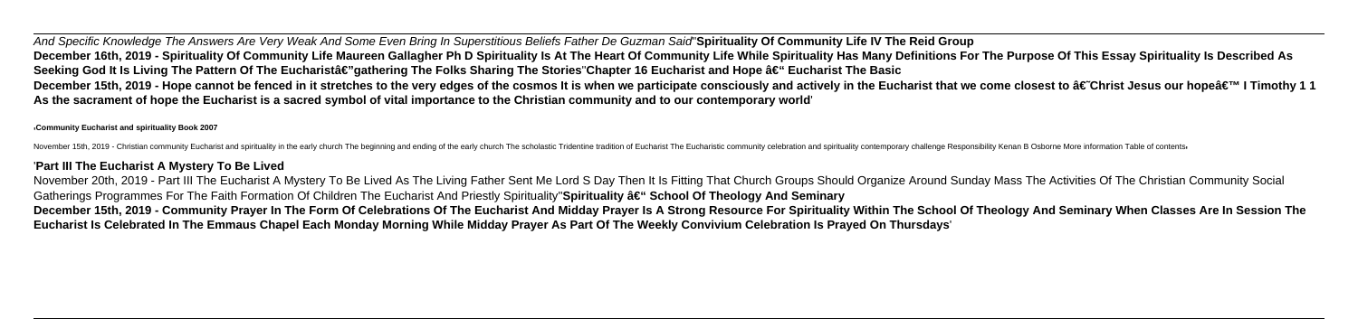And Specific Knowledge The Answers Are Very Weak And Some Even Bring In Superstitious Beliefs Father De Guzman Said''**Spirituality Of Community Life IV The Reid Group**
**December 16th, 2019 - Spirituality Of Community Life Maureen Gallagher Ph D Spirituality Is At The Heart Of Community Life While Spirituality Has Many Definitions For The Purpose Of This Essay Spirituality Is Described As Seeking God It Is Living The Pattern Of The Eucharistâ€"gathering The Folks Sharing The Stories**''**Chapter 16 Eucharist and Hope â€" Eucharist The Basic**
**December 15th, 2019 - Hope cannot be fenced in it stretches to the very edges of the cosmos It is when we participate consciously and actively in the Eucharist that we come closest to â€˜Christ Jesus our hopeâ€™ I Timothy 1 1 As the sacrament of hope the Eucharist is a sacred symbol of vital importance to the Christian community and to our contemporary world**'

'**Community Eucharist and spirituality Book 2007**

November 15th, 2019 - Christian community Eucharist and spirituality in the early church The beginning and ending of the early church The scholastic Tridentine tradition of Eucharist The Eucharistic community celebration and spirituality contemporary challenge Responsibility Kenan B Osborne More information Table of contents'

'**Part III The Eucharist A Mystery To Be Lived**

November 20th, 2019 - Part III The Eucharist A Mystery To Be Lived As The Living Father Sent Me Lord S Day Then It Is Fitting That Church Groups Should Organize Around Sunday Mass The Activities Of The Christian Community Social Gatherings Programmes For The Faith Formation Of Children The Eucharist And Priestly Spirituality''**Spirituality â€" School Of Theology And Seminary**
**December 15th, 2019 - Community Prayer In The Form Of Celebrations Of The Eucharist And Midday Prayer Is A Strong Resource For Spirituality Within The School Of Theology And Seminary When Classes Are In Session The Eucharist Is Celebrated In The Emmaus Chapel Each Monday Morning While Midday Prayer As Part Of The Weekly Convivium Celebration Is Prayed On Thursdays**'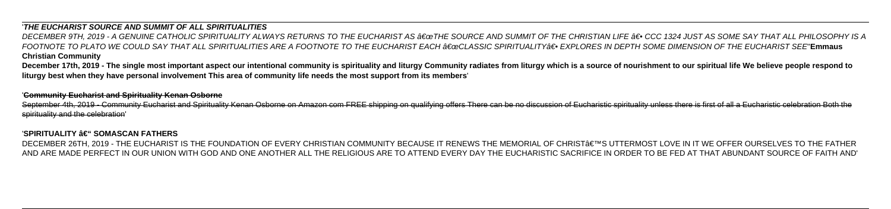'***THE EUCHARIST SOURCE AND SUMMIT OF ALL SPIRITUALITIES***

*DECEMBER 9TH, 2019 - A GENUINE CATHOLIC SPIRITUALITY ALWAYS RETURNS TO THE EUCHARIST AS â€œTHE SOURCE AND SUMMIT OF THE CHRISTIAN LIFE â€• CCC 1324 JUST AS SOME SAY THAT ALL PHILOSOPHY IS A FOOTNOTE TO PLATO WE COULD SAY THAT ALL SPIRITUALITIES ARE A FOOTNOTE TO THE EUCHARIST EACH â€œCLASSIC SPIRITUALITYâ€• EXPLORES IN DEPTH SOME DIMENSION OF THE EUCHARIST SEE*''**Emmaus Christian Community**

**December 17th, 2019 - The single most important aspect our intentional community is spirituality and liturgy Community radiates from liturgy which is a source of nourishment to our spiritual life We believe people respond to liturgy best when they have personal involvement This area of community life needs the most support from its members**'

'**~~Community Eucharist and Spirituality Kenan Osborne~~**

~~September 4th, 2019 - Community Eucharist and Spirituality Kenan Osborne on Amazon com FREE shipping on qualifying offers There can be no discussion of Eucharistic spirituality unless there is first of all a Eucharistic celebration Both the spirituality and the celebration~~'

'**SPIRITUALITY â€" SOMASCAN FATHERS**

DECEMBER 26TH, 2019 - THE EUCHARIST IS THE FOUNDATION OF EVERY CHRISTIAN COMMUNITY BECAUSE IT RENEWS THE MEMORIAL OF CHRISTâ€™S UTTERMOST LOVE IN IT WE OFFER OURSELVES TO THE FATHER AND ARE MADE PERFECT IN OUR UNION WITH GOD AND ONE ANOTHER ALL THE RELIGIOUS ARE TO ATTEND EVERY DAY THE EUCHARISTIC SACRIFICE IN ORDER TO BE FED AT THAT ABUNDANT SOURCE OF FAITH AND'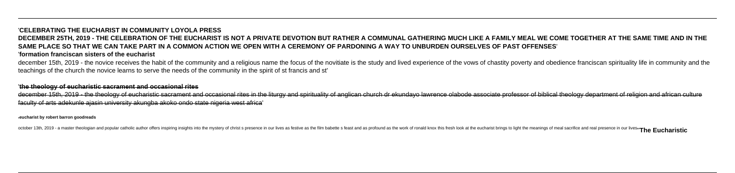'**CELEBRATING THE EUCHARIST IN COMMUNITY LOYOLA PRESS**

**DECEMBER 25TH, 2019 - THE CELEBRATION OF THE EUCHARIST IS NOT A PRIVATE DEVOTION BUT RATHER A COMMUNAL GATHERING MUCH LIKE A FAMILY MEAL WE COME TOGETHER AT THE SAME TIME AND IN THE SAME PLACE SO THAT WE CAN TAKE PART IN A COMMON ACTION WE OPEN WITH A CEREMONY OF PARDONING A WAY TO UNBURDEN OURSELVES OF PAST OFFENSES**'

'**formation franciscan sisters of the eucharist**

december 15th, 2019 - the novice receives the habit of the community and a religious name the focus of the novitiate is the study and lived experience of the vows of chastity poverty and obedience franciscan spirituality life in community and the teachings of the church the novice learns to serve the needs of the community in the spirit of st francis and st'

'~~**the theology of eucharistic sacrament and occasional rites**~~

~~december 15th, 2019 - the theology of eucharistic sacrament and occasional rites in the liturgy and spirituality of anglican church dr ekundayo lawrence olabode associate professor of biblical theology department of religion and african culture faculty of arts adekunle ajasin university akungba akoko ondo state nigeria west africa~~'

'**eucharist by robert barron goodreads**

october 13th, 2019 - a master theologian and popular catholic author offers inspiring insights into the mystery of christ s presence in our lives as festive as the film babette s feast and as profound as the work of ronald knox this fresh look at the eucharist brings to light the meanings of meal sacrifice and real presence in our lives''**The Eucharistic**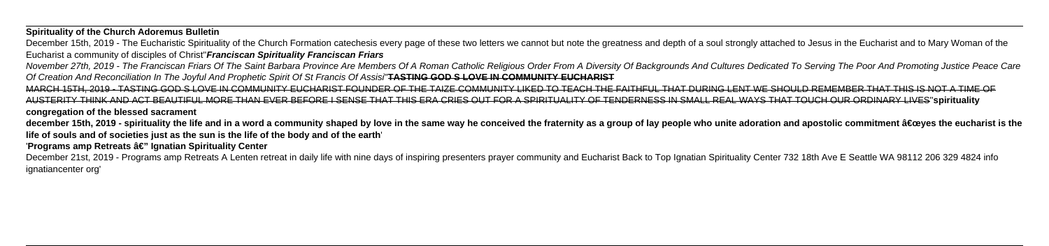**Spirituality of the Church Adoremus Bulletin**

December 15th, 2019 - The Eucharistic Spirituality of the Church Formation catechesis every page of these two letters we cannot but note the greatness and depth of a soul strongly attached to Jesus in the Eucharist and to Mary Woman of the Eucharist a community of disciples of Christ''***Franciscan Spirituality Franciscan Friars***

*November 27th, 2019 - The Franciscan Friars Of The Saint Barbara Province Are Members Of A Roman Catholic Religious Order From A Diversity Of Backgrounds And Cultures Dedicated To Serving The Poor And Promoting Justice Peace Care Of Creation And Reconciliation In The Joyful And Prophetic Spirit Of St Francis Of Assisi*''**TASTING GOD S LOVE IN COMMUNITY EUCHARIST**

MARCH 15TH, 2019 - TASTING GOD S LOVE IN COMMUNITY EUCHARIST FOUNDER OF THE TAIZE COMMUNITY LIKED TO TEACH THE FAITHFUL THAT DURING LENT WE SHOULD REMEMBER THAT THIS IS NOT A TIME OF AUSTERITY THINK AND ACT BEAUTIFUL MORE THAN EVER BEFORE I SENSE THAT THIS ERA CRIES OUT FOR A SPIRITUALITY OF TENDERNESS IN SMALL REAL WAYS THAT TOUCH OUR ORDINARY LIVES''**spirituality congregation of the blessed sacrament**

**december 15th, 2019 - spirituality the life and in a word a community shaped by love in the same way he conceived the fraternity as a group of lay people who unite adoration and apostolic commitment â€œyes the eucharist is the life of souls and of societies just as the sun is the life of the body and of the earth**'

'**Programs amp Retreats â€" Ignatian Spirituality Center**

December 21st, 2019 - Programs amp Retreats A Lenten retreat in daily life with nine days of inspiring presenters prayer community and Eucharist Back to Top Ignatian Spirituality Center 732 18th Ave E Seattle WA 98112 206 329 4824 info ignatiancenter org'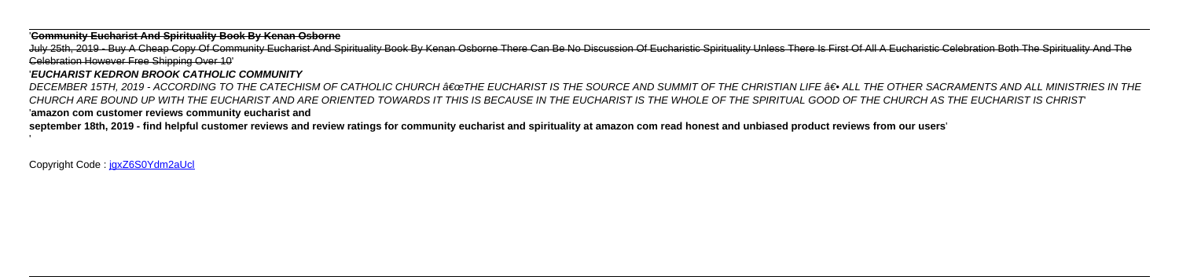'**Community Eucharist And Spirituality Book By Kenan Osborne**

~~July 25th, 2019 - Buy A Cheap Copy Of Community Eucharist And Spirituality Book By Kenan Osborne There Can Be No Discussion Of Eucharistic Spirituality Unless There Is First Of All A Eucharistic Celebration Both The Spirituality And The Celebration However Free Shipping Over 10~~'

'***EUCHARIST KEDRON BROOK CATHOLIC COMMUNITY***

*DECEMBER 15TH, 2019 - ACCORDING TO THE CATECHISM OF CATHOLIC CHURCH â€œTHE EUCHARIST IS THE SOURCE AND SUMMIT OF THE CHRISTIAN LIFE â€• ALL THE OTHER SACRAMENTS AND ALL MINISTRIES IN THE CHURCH ARE BOUND UP WITH THE EUCHARIST AND ARE ORIENTED TOWARDS IT THIS IS BECAUSE IN THE EUCHARIST IS THE WHOLE OF THE SPIRITUAL GOOD OF THE CHURCH AS THE EUCHARIST IS CHRIST*'

'**amazon com customer reviews community eucharist and**

**september 18th, 2019 - find helpful customer reviews and review ratings for community eucharist and spirituality at amazon com read honest and unbiased product reviews from our users**'

'

Copyright Code : jgxZ6S0Ydm2aUcl